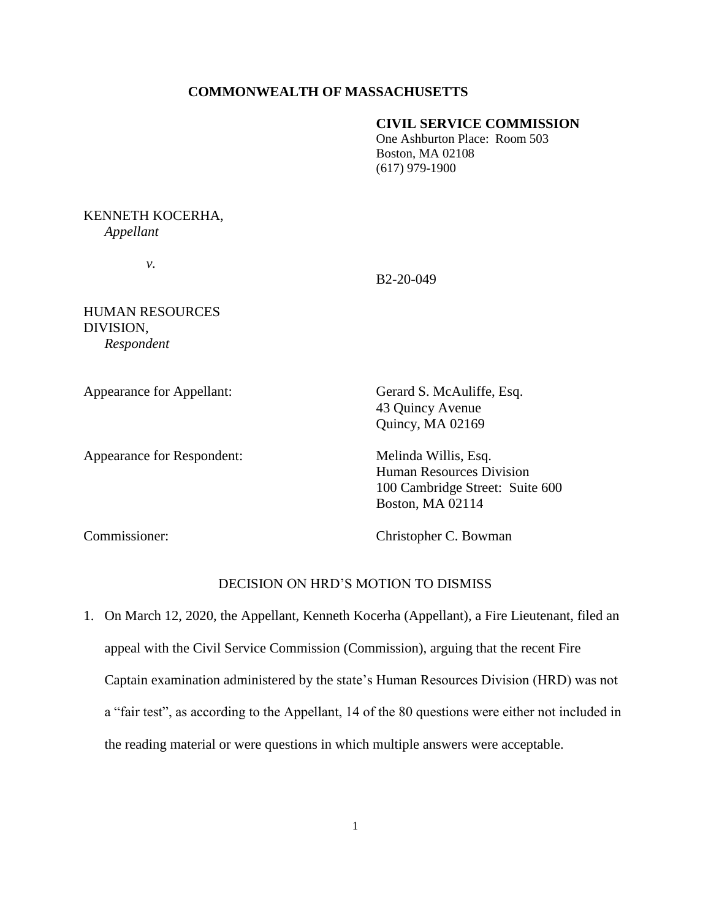**COMMONWEALTH OF MASSACHUSETTS**

**CIVIL SERVICE COMMISSION**
One Ashburton Place: Room 503
Boston, MA 02108
(617) 979-1900

KENNETH KOCERHA,
*Appellant*

*v.*

B2-20-049

HUMAN RESOURCES DIVISION,
*Respondent*

Appearance for Appellant: Gerard S. McAuliffe, Esq.
43 Quincy Avenue
Quincy, MA 02169

Appearance for Respondent: Melinda Willis, Esq.
Human Resources Division
100 Cambridge Street: Suite 600
Boston, MA 02114

Commissioner: Christopher C. Bowman

DECISION ON HRD'S MOTION TO DISMISS

1. On March 12, 2020, the Appellant, Kenneth Kocerha (Appellant), a Fire Lieutenant, filed an appeal with the Civil Service Commission (Commission), arguing that the recent Fire Captain examination administered by the state's Human Resources Division (HRD) was not a "fair test", as according to the Appellant, 14 of the 80 questions were either not included in the reading material or were questions in which multiple answers were acceptable.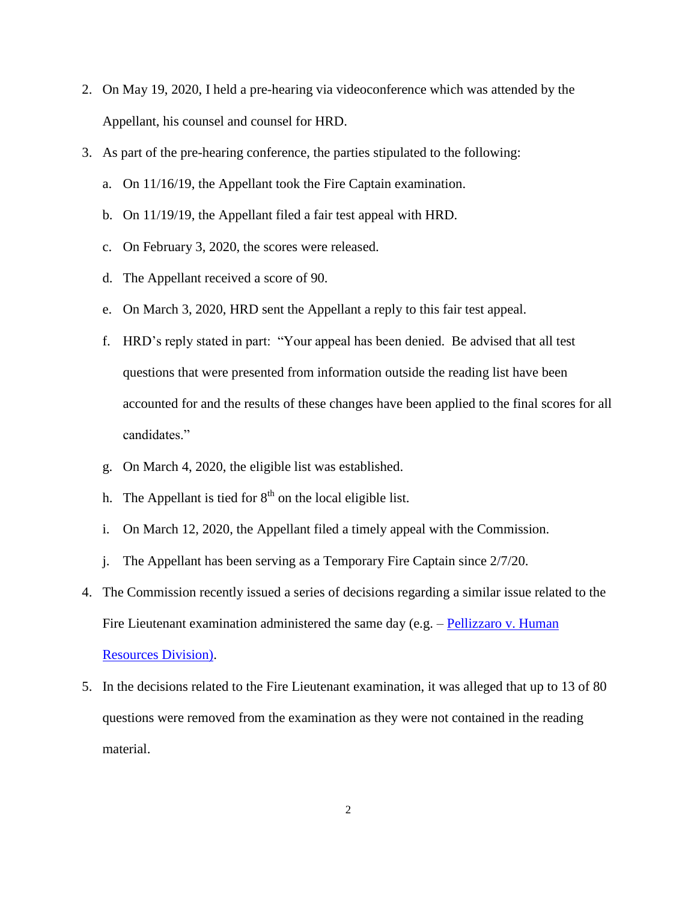2. On May 19, 2020, I held a pre-hearing via videoconference which was attended by the Appellant, his counsel and counsel for HRD.
3. As part of the pre-hearing conference, the parties stipulated to the following:
   a. On 11/16/19, the Appellant took the Fire Captain examination.
   b. On 11/19/19, the Appellant filed a fair test appeal with HRD.
   c. On February 3, 2020, the scores were released.
   d. The Appellant received a score of 90.
   e. On March 3, 2020, HRD sent the Appellant a reply to this fair test appeal.
   f. HRD's reply stated in part: "Your appeal has been denied. Be advised that all test questions that were presented from information outside the reading list have been accounted for and the results of these changes have been applied to the final scores for all candidates."
   g. On March 4, 2020, the eligible list was established.
   h. The Appellant is tied for 8th on the local eligible list.
   i. On March 12, 2020, the Appellant filed a timely appeal with the Commission.
   j. The Appellant has been serving as a Temporary Fire Captain since 2/7/20.
4. The Commission recently issued a series of decisions regarding a similar issue related to the Fire Lieutenant examination administered the same day (e.g. – Pellizzaro v. Human Resources Division).
5. In the decisions related to the Fire Lieutenant examination, it was alleged that up to 13 of 80 questions were removed from the examination as they were not contained in the reading material.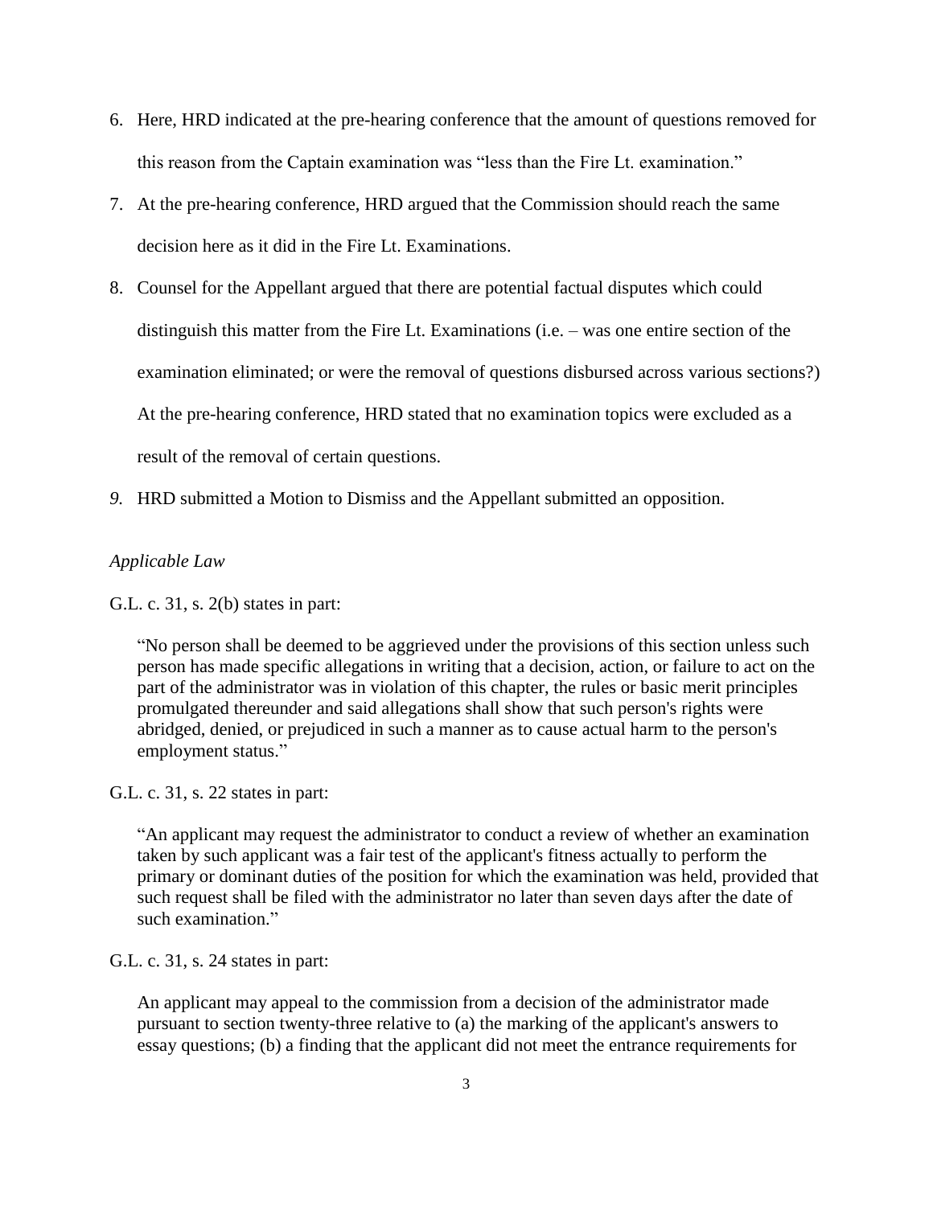6. Here, HRD indicated at the pre-hearing conference that the amount of questions removed for this reason from the Captain examination was "less than the Fire Lt. examination."
7. At the pre-hearing conference, HRD argued that the Commission should reach the same decision here as it did in the Fire Lt. Examinations.
8. Counsel for the Appellant argued that there are potential factual disputes which could distinguish this matter from the Fire Lt. Examinations (i.e. – was one entire section of the examination eliminated; or were the removal of questions disbursed across various sections?) At the pre-hearing conference, HRD stated that no examination topics were excluded as a result of the removal of certain questions.
9. HRD submitted a Motion to Dismiss and the Appellant submitted an opposition.

*Applicable Law*

G.L. c. 31, s. 2(b) states in part:

> "No person shall be deemed to be aggrieved under the provisions of this section unless such person has made specific allegations in writing that a decision, action, or failure to act on the part of the administrator was in violation of this chapter, the rules or basic merit principles promulgated thereunder and said allegations shall show that such person's rights were abridged, denied, or prejudiced in such a manner as to cause actual harm to the person's employment status."

G.L. c. 31, s. 22 states in part:

> "An applicant may request the administrator to conduct a review of whether an examination taken by such applicant was a fair test of the applicant's fitness actually to perform the primary or dominant duties of the position for which the examination was held, provided that such request shall be filed with the administrator no later than seven days after the date of such examination."

G.L. c. 31, s. 24 states in part:

> An applicant may appeal to the commission from a decision of the administrator made pursuant to section twenty-three relative to (a) the marking of the applicant's answers to essay questions; (b) a finding that the applicant did not meet the entrance requirements for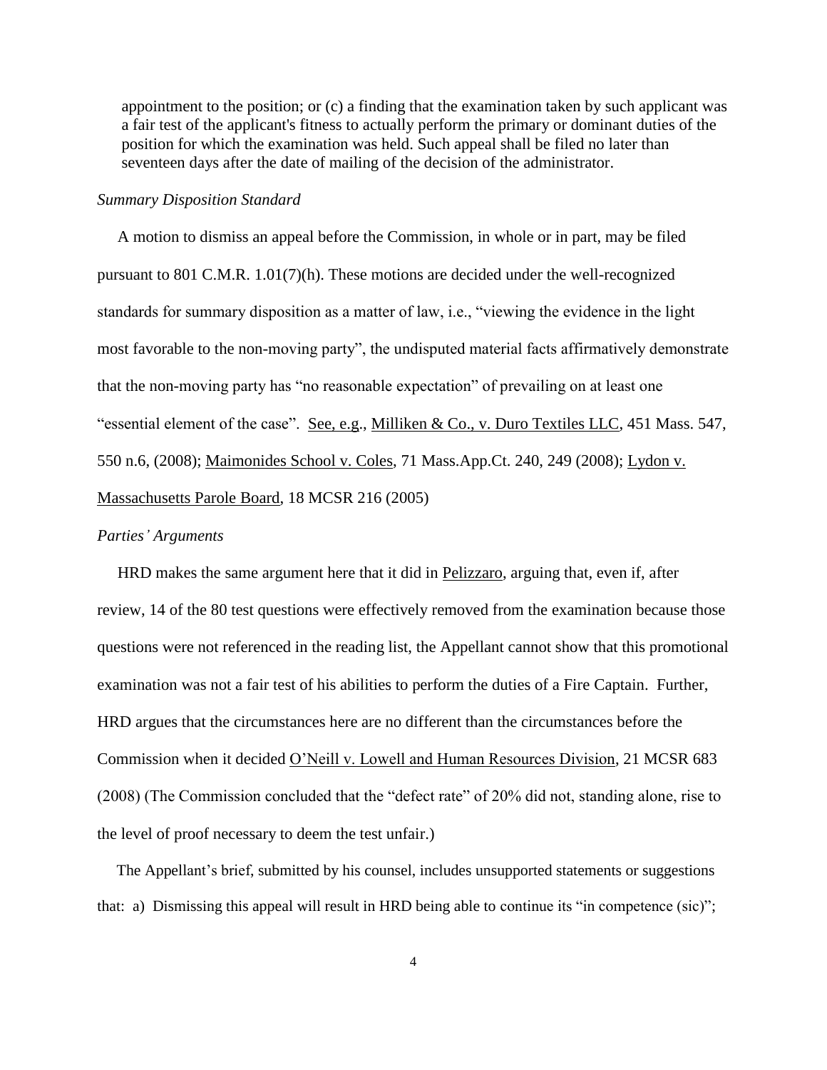> appointment to the position; or (c) a finding that the examination taken by such applicant was a fair test of the applicant's fitness to actually perform the primary or dominant duties of the position for which the examination was held. Such appeal shall be filed no later than seventeen days after the date of mailing of the decision of the administrator.

*Summary Disposition Standard*

A motion to dismiss an appeal before the Commission, in whole or in part, may be filed pursuant to 801 C.M.R. 1.01(7)(h). These motions are decided under the well-recognized standards for summary disposition as a matter of law, i.e., "viewing the evidence in the light most favorable to the non-moving party", the undisputed material facts affirmatively demonstrate that the non-moving party has "no reasonable expectation" of prevailing on at least one "essential element of the case". See, e.g., Milliken & Co., v. Duro Textiles LLC, 451 Mass. 547, 550 n.6, (2008); Maimonides School v. Coles, 71 Mass.App.Ct. 240, 249 (2008); Lydon v. Massachusetts Parole Board, 18 MCSR 216 (2005)

*Parties' Arguments*

HRD makes the same argument here that it did in Pelizzaro, arguing that, even if, after review, 14 of the 80 test questions were effectively removed from the examination because those questions were not referenced in the reading list, the Appellant cannot show that this promotional examination was not a fair test of his abilities to perform the duties of a Fire Captain. Further, HRD argues that the circumstances here are no different than the circumstances before the Commission when it decided O'Neill v. Lowell and Human Resources Division, 21 MCSR 683 (2008) (The Commission concluded that the "defect rate" of 20% did not, standing alone, rise to the level of proof necessary to deem the test unfair.)

The Appellant's brief, submitted by his counsel, includes unsupported statements or suggestions that: a) Dismissing this appeal will result in HRD being able to continue its "in competence (sic)";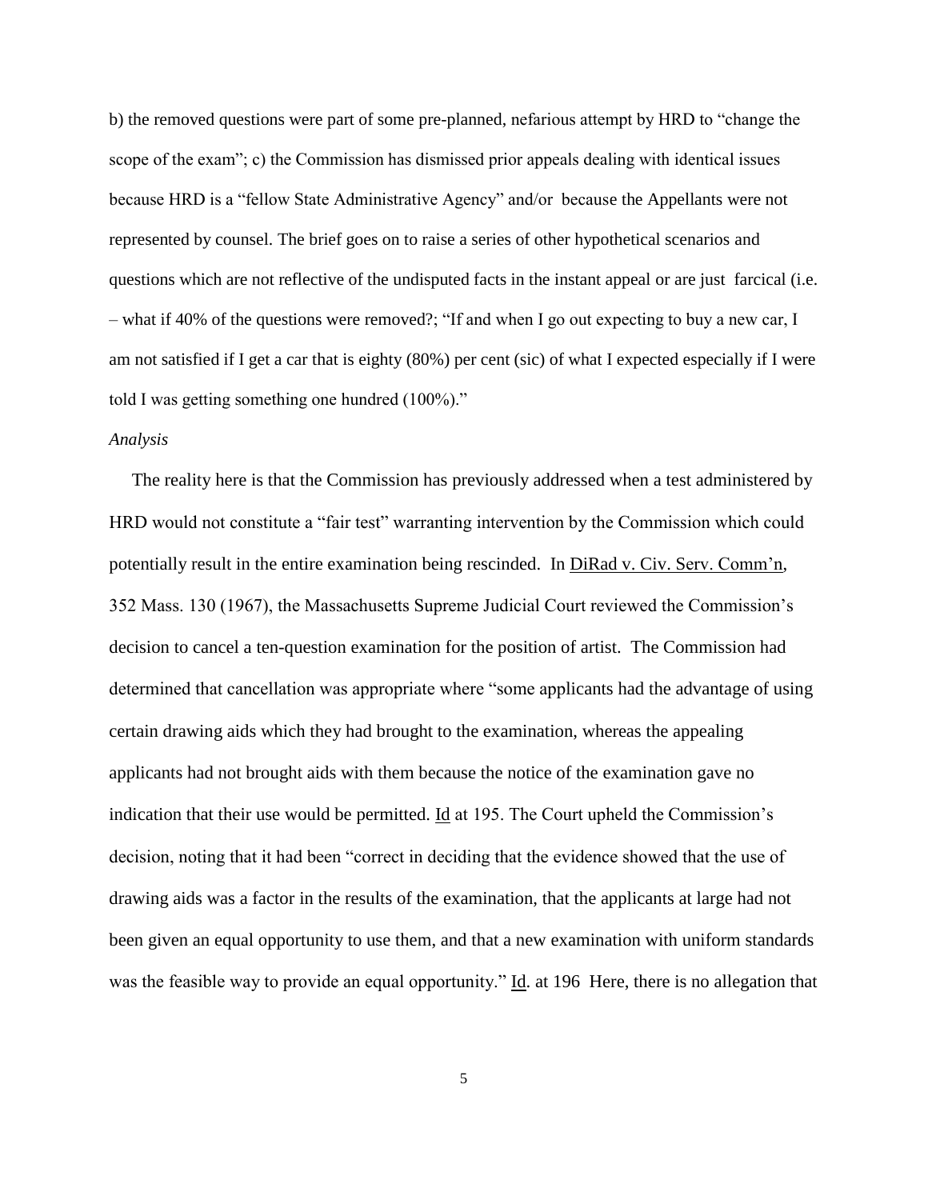b) the removed questions were part of some pre-planned, nefarious attempt by HRD to "change the scope of the exam"; c) the Commission has dismissed prior appeals dealing with identical issues because HRD is a "fellow State Administrative Agency" and/or because the Appellants were not represented by counsel. The brief goes on to raise a series of other hypothetical scenarios and questions which are not reflective of the undisputed facts in the instant appeal or are just farcical (i.e. – what if 40% of the questions were removed?; "If and when I go out expecting to buy a new car, I am not satisfied if I get a car that is eighty (80%) per cent (sic) of what I expected especially if I were told I was getting something one hundred (100%)."

*Analysis*

The reality here is that the Commission has previously addressed when a test administered by HRD would not constitute a "fair test" warranting intervention by the Commission which could potentially result in the entire examination being rescinded. In DiRad v. Civ. Serv. Comm'n, 352 Mass. 130 (1967), the Massachusetts Supreme Judicial Court reviewed the Commission's decision to cancel a ten-question examination for the position of artist. The Commission had determined that cancellation was appropriate where "some applicants had the advantage of using certain drawing aids which they had brought to the examination, whereas the appealing applicants had not brought aids with them because the notice of the examination gave no indication that their use would be permitted. Id at 195. The Court upheld the Commission's decision, noting that it had been "correct in deciding that the evidence showed that the use of drawing aids was a factor in the results of the examination, that the applicants at large had not been given an equal opportunity to use them, and that a new examination with uniform standards was the feasible way to provide an equal opportunity." Id. at 196 Here, there is no allegation that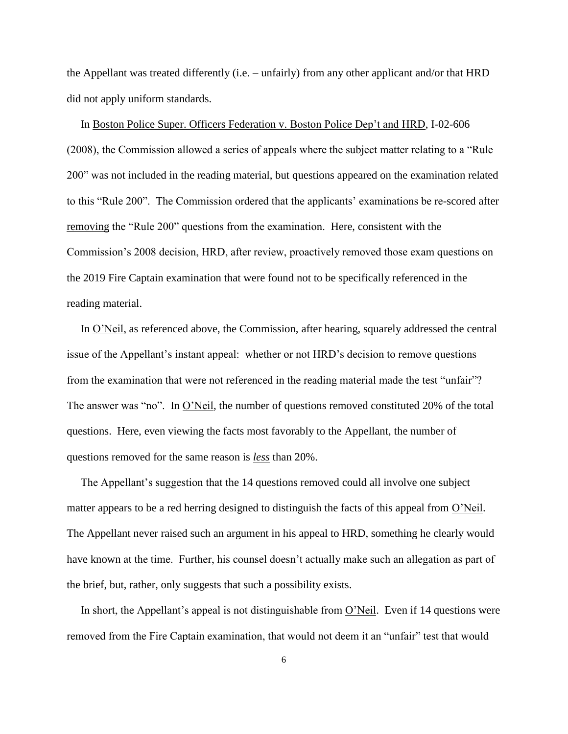the Appellant was treated differently (i.e. – unfairly) from any other applicant and/or that HRD did not apply uniform standards.

In Boston Police Super. Officers Federation v. Boston Police Dep't and HRD, I-02-606 (2008), the Commission allowed a series of appeals where the subject matter relating to a "Rule 200" was not included in the reading material, but questions appeared on the examination related to this "Rule 200". The Commission ordered that the applicants' examinations be re-scored after removing the "Rule 200" questions from the examination. Here, consistent with the Commission's 2008 decision, HRD, after review, proactively removed those exam questions on the 2019 Fire Captain examination that were found not to be specifically referenced in the reading material.

In O'Neil, as referenced above, the Commission, after hearing, squarely addressed the central issue of the Appellant's instant appeal: whether or not HRD's decision to remove questions from the examination that were not referenced in the reading material made the test "unfair"? The answer was "no". In O'Neil, the number of questions removed constituted 20% of the total questions. Here, even viewing the facts most favorably to the Appellant, the number of questions removed for the same reason is ***less*** than 20%.

The Appellant's suggestion that the 14 questions removed could all involve one subject matter appears to be a red herring designed to distinguish the facts of this appeal from O'Neil. The Appellant never raised such an argument in his appeal to HRD, something he clearly would have known at the time. Further, his counsel doesn't actually make such an allegation as part of the brief, but, rather, only suggests that such a possibility exists.

In short, the Appellant's appeal is not distinguishable from O'Neil. Even if 14 questions were removed from the Fire Captain examination, that would not deem it an "unfair" test that would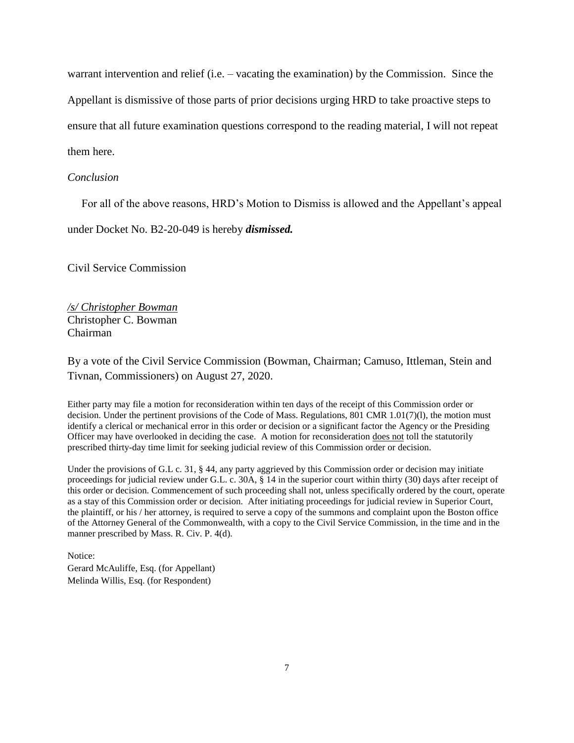warrant intervention and relief (i.e. – vacating the examination) by the Commission. Since the Appellant is dismissive of those parts of prior decisions urging HRD to take proactive steps to ensure that all future examination questions correspond to the reading material, I will not repeat them here.

*Conclusion*

For all of the above reasons, HRD's Motion to Dismiss is allowed and the Appellant's appeal under Docket No. B2-20-049 is hereby ***dismissed.***

Civil Service Commission

*/s/ Christopher Bowman*
Christopher C. Bowman
Chairman

By a vote of the Civil Service Commission (Bowman, Chairman; Camuso, Ittleman, Stein and Tivnan, Commissioners) on August 27, 2020.

Either party may file a motion for reconsideration within ten days of the receipt of this Commission order or decision. Under the pertinent provisions of the Code of Mass. Regulations, 801 CMR 1.01(7)(l), the motion must identify a clerical or mechanical error in this order or decision or a significant factor the Agency or the Presiding Officer may have overlooked in deciding the case. A motion for reconsideration does not toll the statutorily prescribed thirty-day time limit for seeking judicial review of this Commission order or decision.

Under the provisions of G.L c. 31, § 44, any party aggrieved by this Commission order or decision may initiate proceedings for judicial review under G.L. c. 30A, § 14 in the superior court within thirty (30) days after receipt of this order or decision. Commencement of such proceeding shall not, unless specifically ordered by the court, operate as a stay of this Commission order or decision. After initiating proceedings for judicial review in Superior Court, the plaintiff, or his / her attorney, is required to serve a copy of the summons and complaint upon the Boston office of the Attorney General of the Commonwealth, with a copy to the Civil Service Commission, in the time and in the manner prescribed by Mass. R. Civ. P. 4(d).

Notice:
Gerard McAuliffe, Esq. (for Appellant)
Melinda Willis, Esq. (for Respondent)